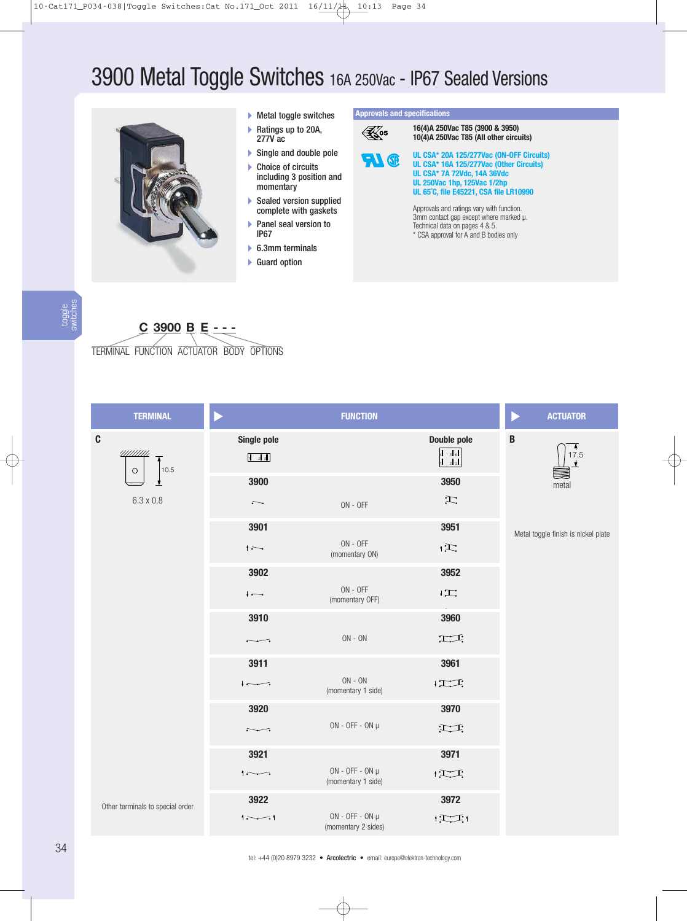# 3900 Metal Toggle Switches 16A 250Vac - IP67 Sealed Versions

- Metal toggle switches
- Ratings up to 20A, 277V ac
- Single and double pole
- Choice of circuits including 3 position and momentary
- Sealed version supplied complete with gaskets
- Panel seal version to IP67
- 6.3mm terminals
- Guard option

**Approvals and specifications**

**16(4)A 250Vac T85 (3900 & 3950)**
**10(4)A 250Vac T85 (All other circuits)**

**UL CSA* 20A 125/277Vac (ON-OFF Circuits)**
**UL CSA* 16A 125/277Vac (Other Circuits)**
**UL CSA* 7A 72Vdc, 14A 36Vdc**
**UL 250Vac 1hp, 125Vac 1/2hp**
**UL 65˚C, file E45221, CSA file LR10990**

Approvals and ratings vary with function.
3mm contact gap except where marked µ.
Technical data on pages 4 & 5.
* CSA approval for A and B bodies only

toggle switches

**C 3900 B E - - -**

TERMINAL FUNCTION ACTUATOR BODY OPTIONS

| TERMINAL | FUNCTION | | | ACTUATOR |
|---|---|---|---|---|
| **C** | **Single pole** | | **Double pole** | **B** |
| 6.3 x 0.8 (10.5) | **3900** | ON - OFF | **3950** | 17.5 metal |
| | **3901** | ON - OFF (momentary ON) | **3951** | Metal toggle finish is nickel plate |
| | **3902** | ON - OFF (momentary OFF) | **3952** | |
| | **3910** | ON - ON | **3960** | |
| | **3911** | ON - ON (momentary 1 side) | **3961** | |
| | **3920** | ON - OFF - ON µ | **3970** | |
| | **3921** | ON - OFF - ON µ (momentary 1 side) | **3971** | |
| Other terminals to special order | **3922** | ON - OFF - ON µ (momentary 2 sides) | **3972** | |

tel: +44 (0)20 8979 3232 • **Arcolectric** • email: europe@elektron-technology.com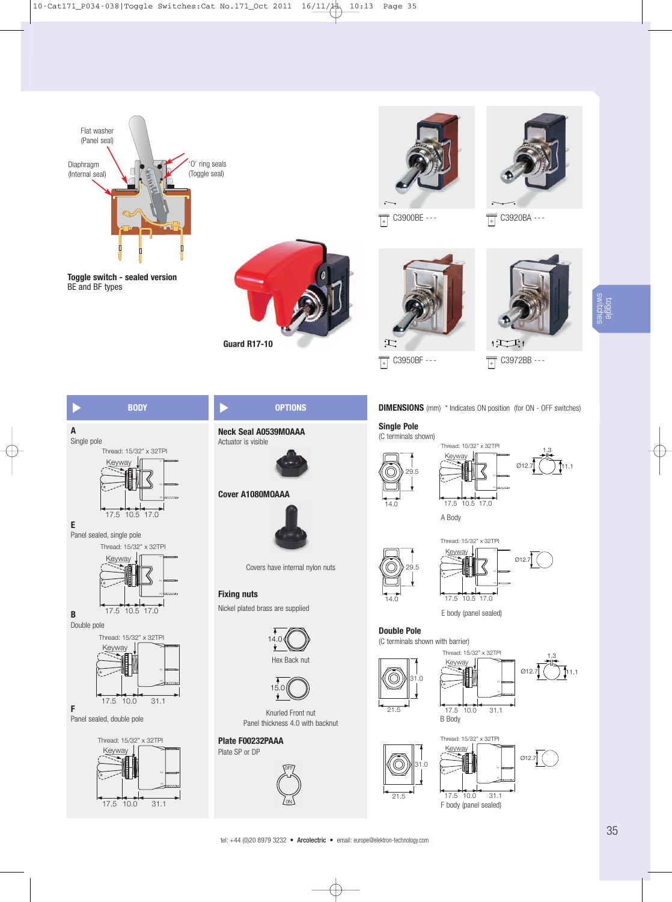Flat washer
(Panel seal)

Diaphragm
(Internal seal)

'O' ring seals
(Toggle seal)

**Toggle switch - sealed version**
BE and BF types

**Guard R17-10**

C3900BE - - -

C3920BA - - -

C3950BF - - -

C3972BB - - -

## BODY

**A**
Single pole

Thread: 15/32" x 32TPI
Keyway
17.5 10.5 17.0

**E**
Panel sealed, single pole

Thread: 15/32" x 32TPI
Keyway
17.5 10.5 17.0

**B**
Double pole

Thread: 15/32" x 32TPI
Keyway
17.5 10.0 31.1

**F**
Panel sealed, double pole

Thread: 15/32" x 32TPI
Keyway
17.5 10.0 31.1

## OPTIONS

**Neck Seal A0539MOAAA**
Actuator is visible

**Cover A1080MOAAA**

Covers have internal nylon nuts

**Fixing nuts**
Nickel plated brass are supplied

14.0
Hex Back nut

15.0
Knurled Front nut
Panel thickness 4.0 with backnut

**Plate F00232PAAA**
Plate SP or DP

OFF
ON

## DIMENSIONS (mm) * Indicates ON position (for ON - OFF switches)

**Single Pole**
(C terminals shown)

29.5
14.0
Thread: 15/32" x 32TPI
Keyway
17.5 10.5 17.0
1.3
Ø12.7
11.1
A Body

29.5
14.0
Thread: 15/32" x 32TPI
Keyway
17.5 10.5 17.0
Ø12.7
E body (panel sealed)

**Double Pole**
(C terminals shown with barrier)

31.0
21.5
Thread: 15/32" x 32TPI
Keyway
17.5 10.0 31.1
1.3
Ø12.7
11.1
B Body

31.0
21.5
Thread: 15/32" x 32TPI
Keyway
17.5 10.0 31.1
Ø12.7
F body (panel sealed)

tel: +44 (0)20 8979 3232 • **Arcolectric** • email: europe@elektron-technology.com